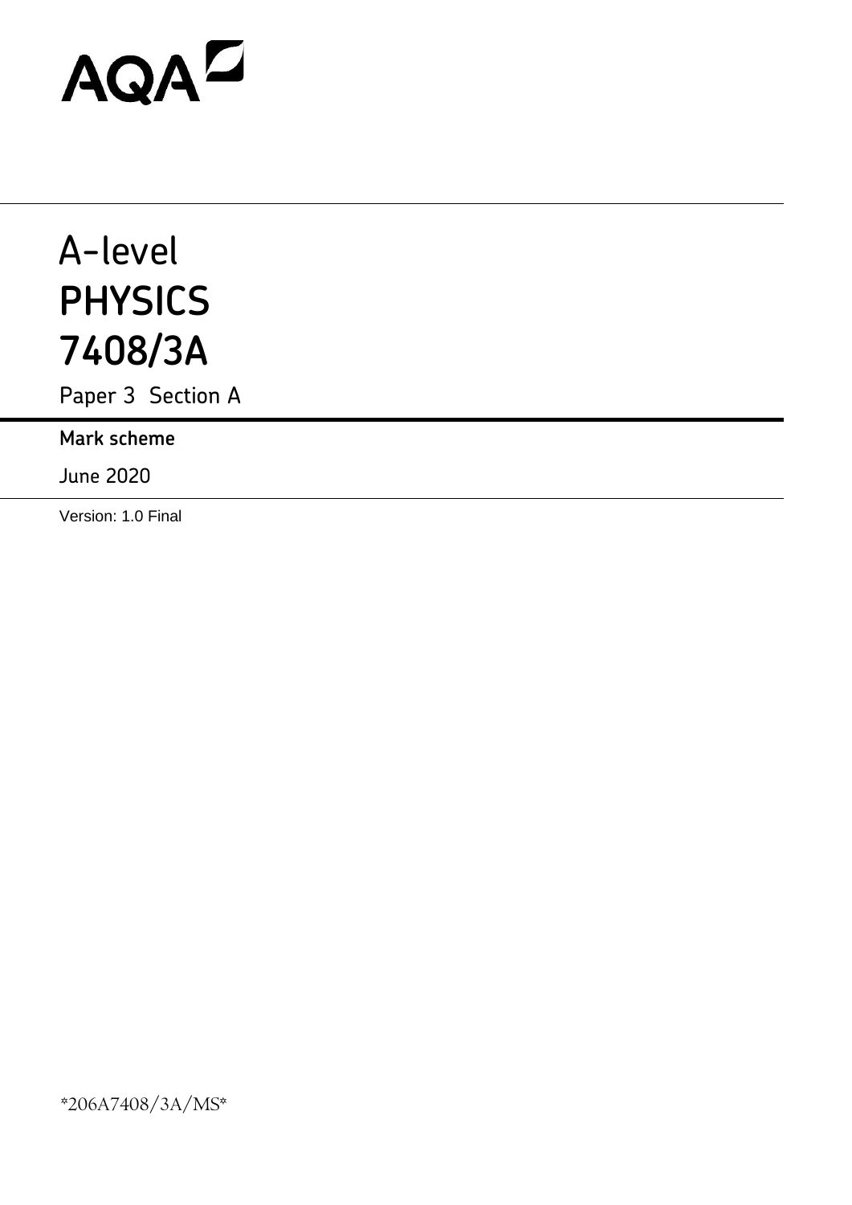AQA

# A-level
# PHYSICS
# 7408/3A

Paper 3 Section A

**Mark scheme**

June 2020

Version: 1.0 Final

*206A7408/3A/MS*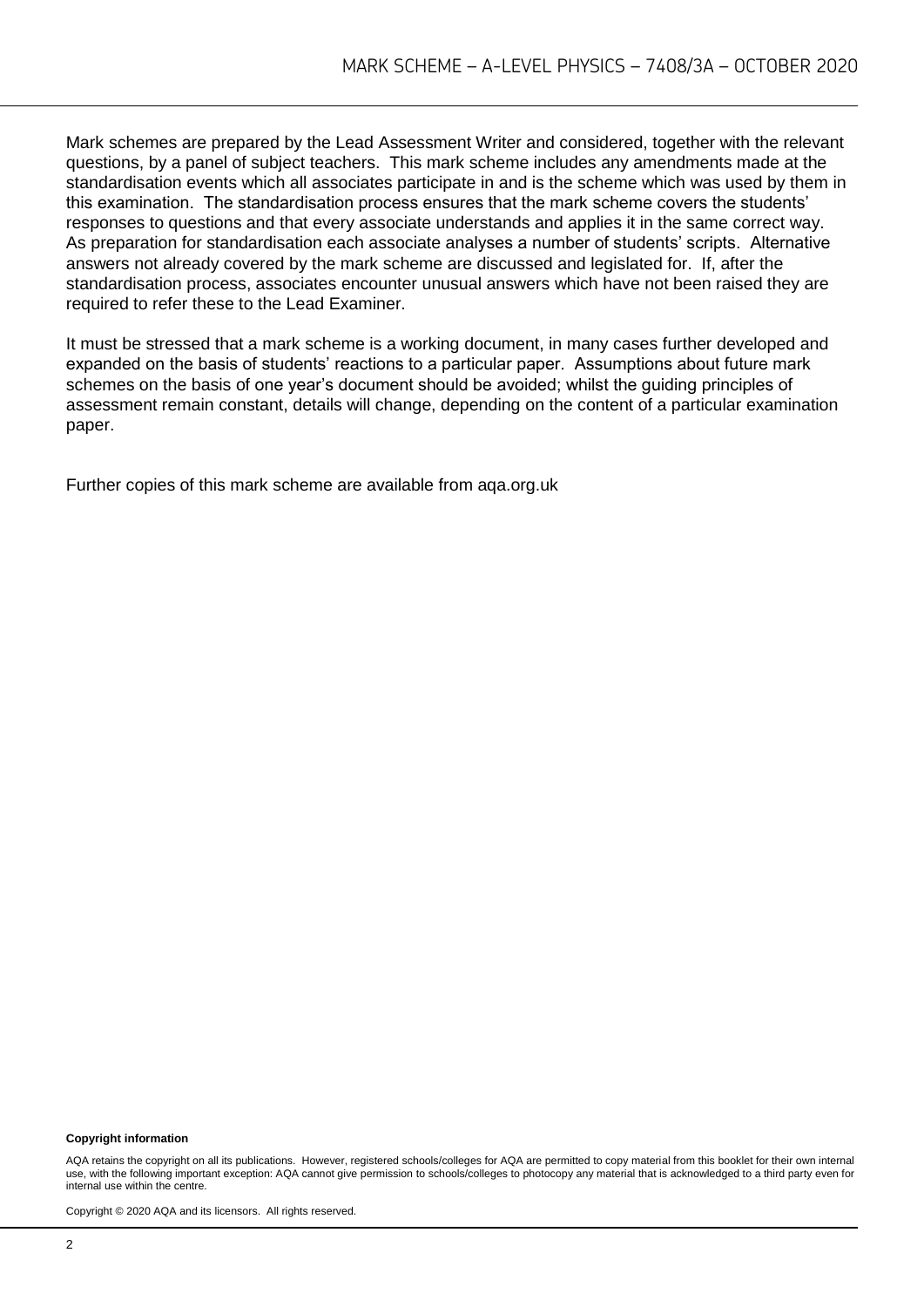Mark schemes are prepared by the Lead Assessment Writer and considered, together with the relevant questions, by a panel of subject teachers. This mark scheme includes any amendments made at the standardisation events which all associates participate in and is the scheme which was used by them in this examination. The standardisation process ensures that the mark scheme covers the students' responses to questions and that every associate understands and applies it in the same correct way. As preparation for standardisation each associate analyses a number of students' scripts. Alternative answers not already covered by the mark scheme are discussed and legislated for. If, after the standardisation process, associates encounter unusual answers which have not been raised they are required to refer these to the Lead Examiner.

It must be stressed that a mark scheme is a working document, in many cases further developed and expanded on the basis of students' reactions to a particular paper. Assumptions about future mark schemes on the basis of one year's document should be avoided; whilst the guiding principles of assessment remain constant, details will change, depending on the content of a particular examination paper.

Further copies of this mark scheme are available from aqa.org.uk

**Copyright information**

AQA retains the copyright on all its publications. However, registered schools/colleges for AQA are permitted to copy material from this booklet for their own internal use, with the following important exception: AQA cannot give permission to schools/colleges to photocopy any material that is acknowledged to a third party even for internal use within the centre.

Copyright © 2020 AQA and its licensors. All rights reserved.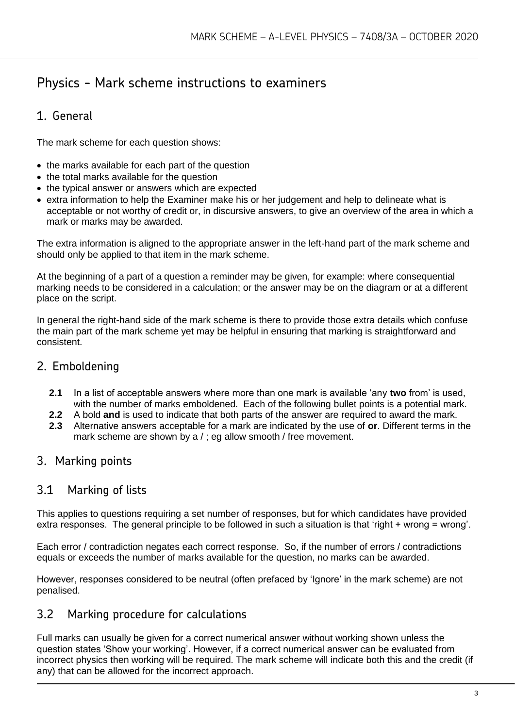# Physics - Mark scheme instructions to examiners

## 1. General

The mark scheme for each question shows:

- the marks available for each part of the question
- the total marks available for the question
- the typical answer or answers which are expected
- extra information to help the Examiner make his or her judgement and help to delineate what is acceptable or not worthy of credit or, in discursive answers, to give an overview of the area in which a mark or marks may be awarded.

The extra information is aligned to the appropriate answer in the left-hand part of the mark scheme and should only be applied to that item in the mark scheme.

At the beginning of a part of a question a reminder may be given, for example: where consequential marking needs to be considered in a calculation; or the answer may be on the diagram or at a different place on the script.

In general the right-hand side of the mark scheme is there to provide those extra details which confuse the main part of the mark scheme yet may be helpful in ensuring that marking is straightforward and consistent.

## 2. Emboldening

**2.1** In a list of acceptable answers where more than one mark is available 'any **two** from' is used, with the number of marks emboldened. Each of the following bullet points is a potential mark.

**2.2** A bold **and** is used to indicate that both parts of the answer are required to award the mark.

**2.3** Alternative answers acceptable for a mark are indicated by the use of **or**. Different terms in the mark scheme are shown by a / ; eg allow smooth / free movement.

## 3. Marking points

### 3.1 Marking of lists

This applies to questions requiring a set number of responses, but for which candidates have provided extra responses. The general principle to be followed in such a situation is that 'right + wrong = wrong'.

Each error / contradiction negates each correct response. So, if the number of errors / contradictions equals or exceeds the number of marks available for the question, no marks can be awarded.

However, responses considered to be neutral (often prefaced by 'Ignore' in the mark scheme) are not penalised.

### 3.2 Marking procedure for calculations

Full marks can usually be given for a correct numerical answer without working shown unless the question states 'Show your working'. However, if a correct numerical answer can be evaluated from incorrect physics then working will be required. The mark scheme will indicate both this and the credit (if any) that can be allowed for the incorrect approach.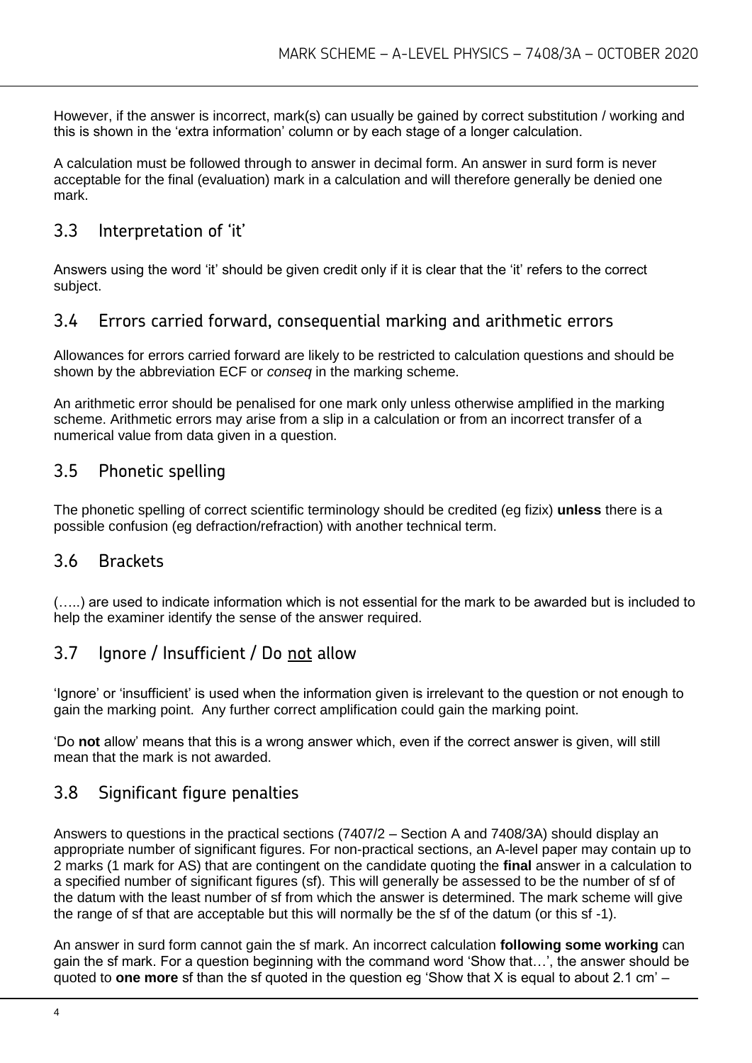However, if the answer is incorrect, mark(s) can usually be gained by correct substitution / working and this is shown in the 'extra information' column or by each stage of a longer calculation.

A calculation must be followed through to answer in decimal form. An answer in surd form is never acceptable for the final (evaluation) mark in a calculation and will therefore generally be denied one mark.

## 3.3 Interpretation of 'it'

Answers using the word 'it' should be given credit only if it is clear that the 'it' refers to the correct subject.

## 3.4 Errors carried forward, consequential marking and arithmetic errors

Allowances for errors carried forward are likely to be restricted to calculation questions and should be shown by the abbreviation ECF or *conseq* in the marking scheme.

An arithmetic error should be penalised for one mark only unless otherwise amplified in the marking scheme. Arithmetic errors may arise from a slip in a calculation or from an incorrect transfer of a numerical value from data given in a question.

## 3.5 Phonetic spelling

The phonetic spelling of correct scientific terminology should be credited (eg fizix) **unless** there is a possible confusion (eg defraction/refraction) with another technical term.

## 3.6 Brackets

(…..) are used to indicate information which is not essential for the mark to be awarded but is included to help the examiner identify the sense of the answer required.

## 3.7 Ignore / Insufficient / Do not allow

'Ignore' or 'insufficient' is used when the information given is irrelevant to the question or not enough to gain the marking point. Any further correct amplification could gain the marking point.

'Do **not** allow' means that this is a wrong answer which, even if the correct answer is given, will still mean that the mark is not awarded.

## 3.8 Significant figure penalties

Answers to questions in the practical sections (7407/2 – Section A and 7408/3A) should display an appropriate number of significant figures. For non-practical sections, an A-level paper may contain up to 2 marks (1 mark for AS) that are contingent on the candidate quoting the **final** answer in a calculation to a specified number of significant figures (sf). This will generally be assessed to be the number of sf of the datum with the least number of sf from which the answer is determined. The mark scheme will give the range of sf that are acceptable but this will normally be the sf of the datum (or this sf -1).

An answer in surd form cannot gain the sf mark. An incorrect calculation **following some working** can gain the sf mark. For a question beginning with the command word 'Show that…', the answer should be quoted to **one more** sf than the sf quoted in the question eg 'Show that X is equal to about 2.1 cm' –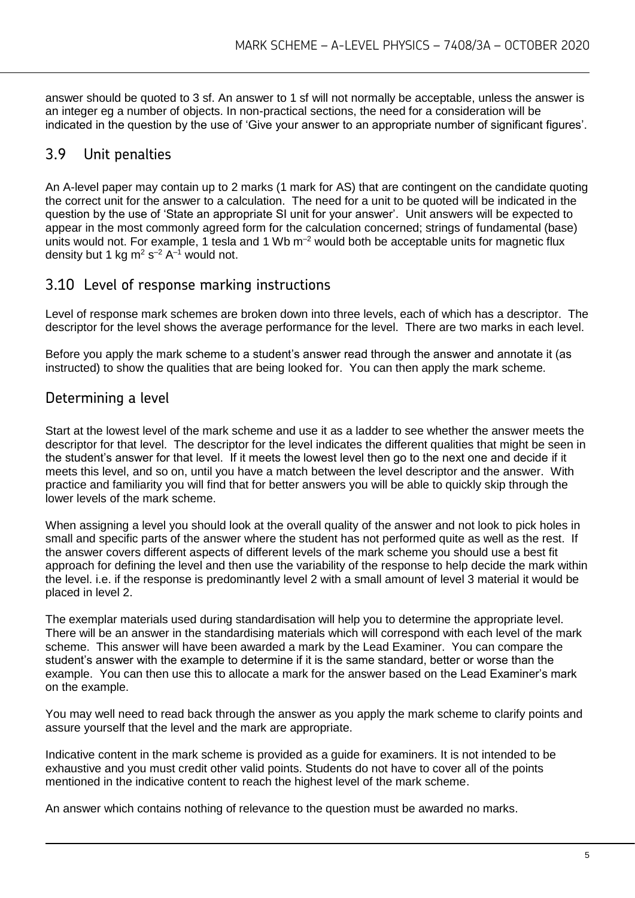answer should be quoted to 3 sf. An answer to 1 sf will not normally be acceptable, unless the answer is an integer eg a number of objects. In non-practical sections, the need for a consideration will be indicated in the question by the use of 'Give your answer to an appropriate number of significant figures'.

## 3.9 Unit penalties

An A-level paper may contain up to 2 marks (1 mark for AS) that are contingent on the candidate quoting the correct unit for the answer to a calculation. The need for a unit to be quoted will be indicated in the question by the use of 'State an appropriate SI unit for your answer'. Unit answers will be expected to appear in the most commonly agreed form for the calculation concerned; strings of fundamental (base) units would not. For example, 1 tesla and 1 Wb $m^{-2}$ would both be acceptable units for magnetic flux density but 1 kg $m^2$ $s^{-2}$ $A^{-1}$ would not.

## 3.10 Level of response marking instructions

Level of response mark schemes are broken down into three levels, each of which has a descriptor. The descriptor for the level shows the average performance for the level. There are two marks in each level.

Before you apply the mark scheme to a student's answer read through the answer and annotate it (as instructed) to show the qualities that are being looked for. You can then apply the mark scheme.

## Determining a level

Start at the lowest level of the mark scheme and use it as a ladder to see whether the answer meets the descriptor for that level. The descriptor for the level indicates the different qualities that might be seen in the student's answer for that level. If it meets the lowest level then go to the next one and decide if it meets this level, and so on, until you have a match between the level descriptor and the answer. With practice and familiarity you will find that for better answers you will be able to quickly skip through the lower levels of the mark scheme.

When assigning a level you should look at the overall quality of the answer and not look to pick holes in small and specific parts of the answer where the student has not performed quite as well as the rest. If the answer covers different aspects of different levels of the mark scheme you should use a best fit approach for defining the level and then use the variability of the response to help decide the mark within the level. i.e. if the response is predominantly level 2 with a small amount of level 3 material it would be placed in level 2.

The exemplar materials used during standardisation will help you to determine the appropriate level. There will be an answer in the standardising materials which will correspond with each level of the mark scheme. This answer will have been awarded a mark by the Lead Examiner. You can compare the student's answer with the example to determine if it is the same standard, better or worse than the example. You can then use this to allocate a mark for the answer based on the Lead Examiner's mark on the example.

You may well need to read back through the answer as you apply the mark scheme to clarify points and assure yourself that the level and the mark are appropriate.

Indicative content in the mark scheme is provided as a guide for examiners. It is not intended to be exhaustive and you must credit other valid points. Students do not have to cover all of the points mentioned in the indicative content to reach the highest level of the mark scheme.

An answer which contains nothing of relevance to the question must be awarded no marks.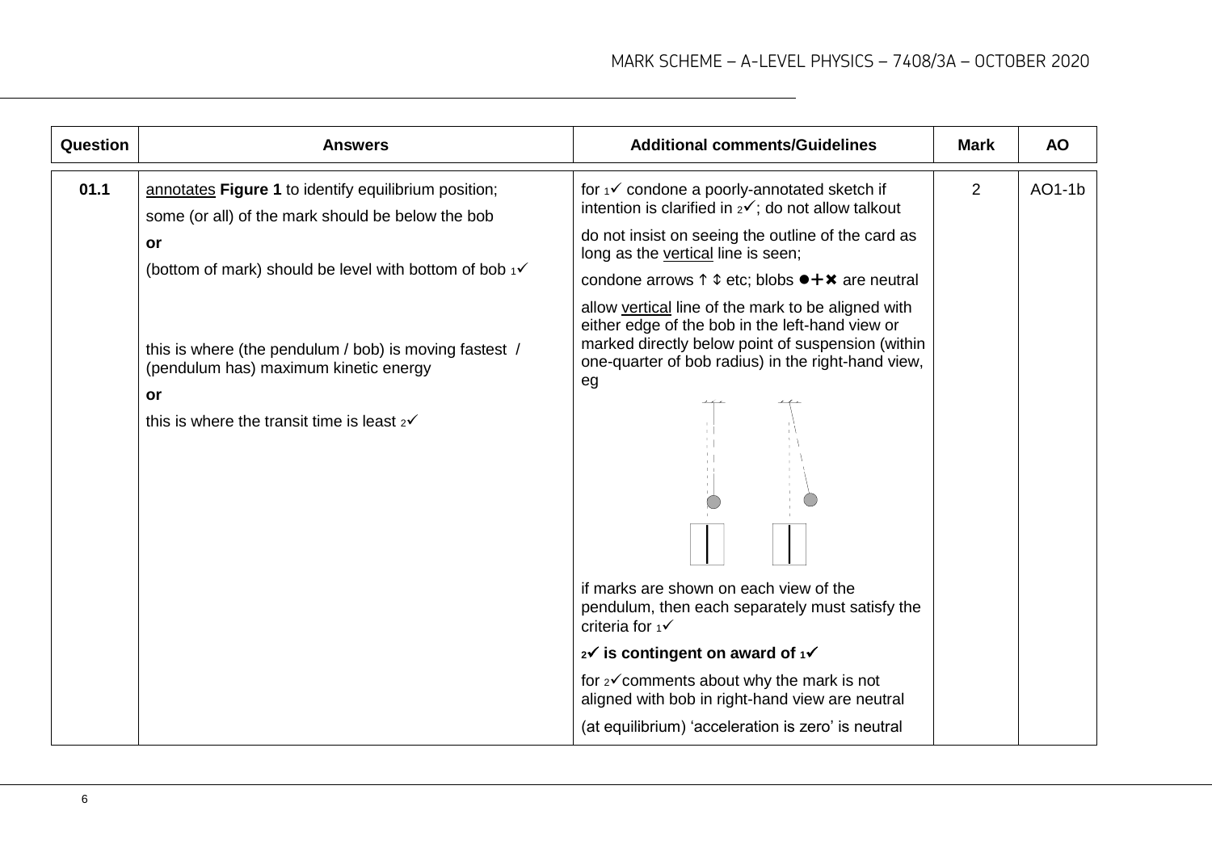| Question | Answers | Additional comments/Guidelines | Mark | AO |
|---|---|---|---|---|
| 01.1 | <u>annotates</u> **Figure 1** to identify equilibrium position;<br>some (or all) of the mark should be below the bob<br>**or**<br>(bottom of mark) should be level with bottom of bob ₁✓<br><br>this is where (the pendulum / bob) is moving fastest / (pendulum has) maximum kinetic energy<br>**or**<br>this is where the transit time is least ₂✓ | for ₁✓ condone a poorly-annotated sketch if intention is clarified in ₂✓; do not allow talkout<br>do not insist on seeing the outline of the card as long as the <u>vertical</u> line is seen;<br>condone arrows ↑ ⇕ etc; blobs ●+✖ are neutral<br>allow <u>vertical</u> line of the mark to be aligned with either edge of the bob in the left-hand view or marked directly below point of suspension (within one-quarter of bob radius) in the right-hand view, eg<br><br>if marks are shown on each view of the pendulum, then each separately must satisfy the criteria for ₁✓<br>**₂✓ is contingent on award of ₁✓**<br>for ₂✓comments about why the mark is not aligned with bob in right-hand view are neutral<br>(at equilibrium) 'acceleration is zero' is neutral | 2 | AO1-1b |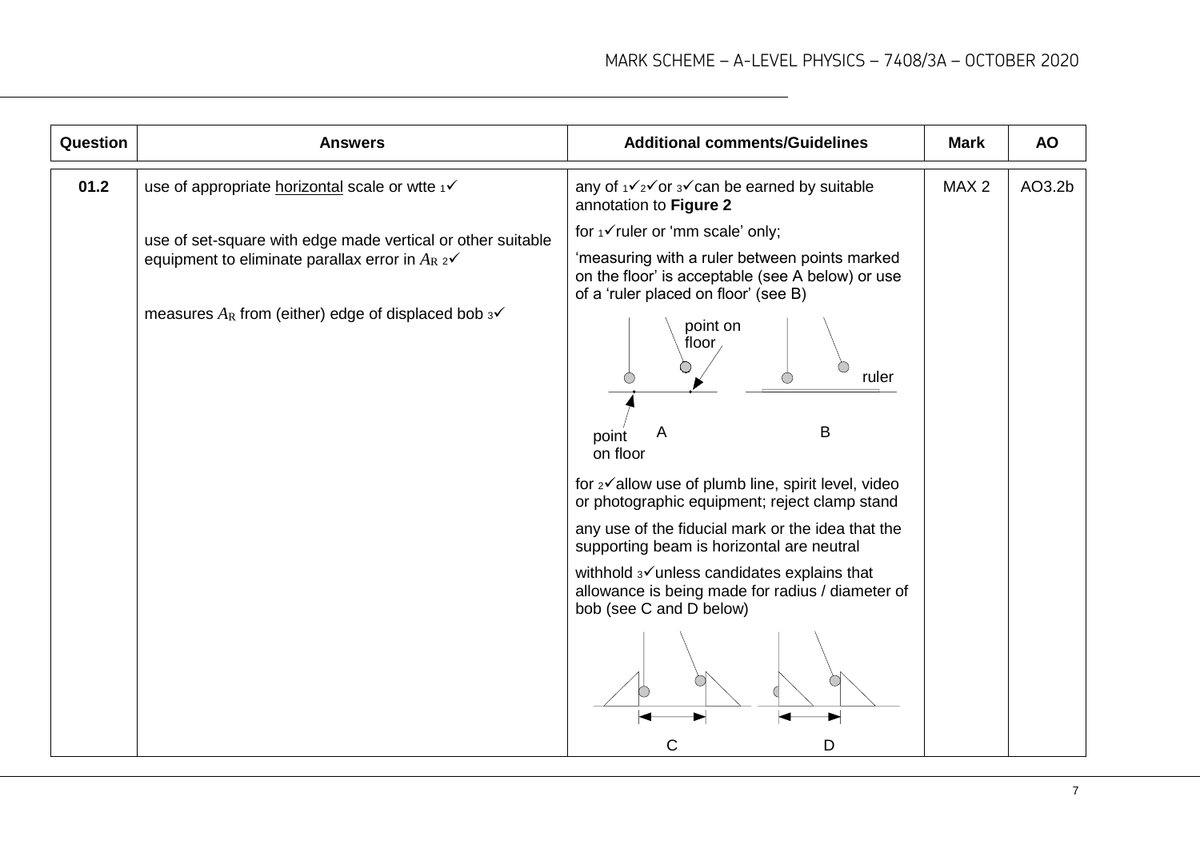| Question | Answers | Additional comments/Guidelines | Mark | AO |
|---|---|---|---|---|
| 01.2 | use of appropriate horizontal scale or wtte ₁✓<br><br>use of set-square with edge made vertical or other suitable equipment to eliminate parallax error in $A_R$ ₂✓<br><br>measures $A_R$ from (either) edge of displaced bob ₃✓ | any of ₁✓₂✓or ₃✓can be earned by suitable annotation to **Figure 2**<br><br>for ₁✓ruler or 'mm scale' only;<br><br>'measuring with a ruler between points marked on the floor' is acceptable (see A below) or use of a 'ruler placed on floor' (see B)<br><br>point on floor / point on floor / ruler<br>A B<br><br>for ₂✓allow use of plumb line, spirit level, video or photographic equipment; reject clamp stand<br><br>any use of the fiducial mark or the idea that the supporting beam is horizontal are neutral<br><br>withhold ₃✓unless candidates explains that allowance is being made for radius / diameter of bob (see C and D below)<br><br>C D | MAX 2 | AO3.2b |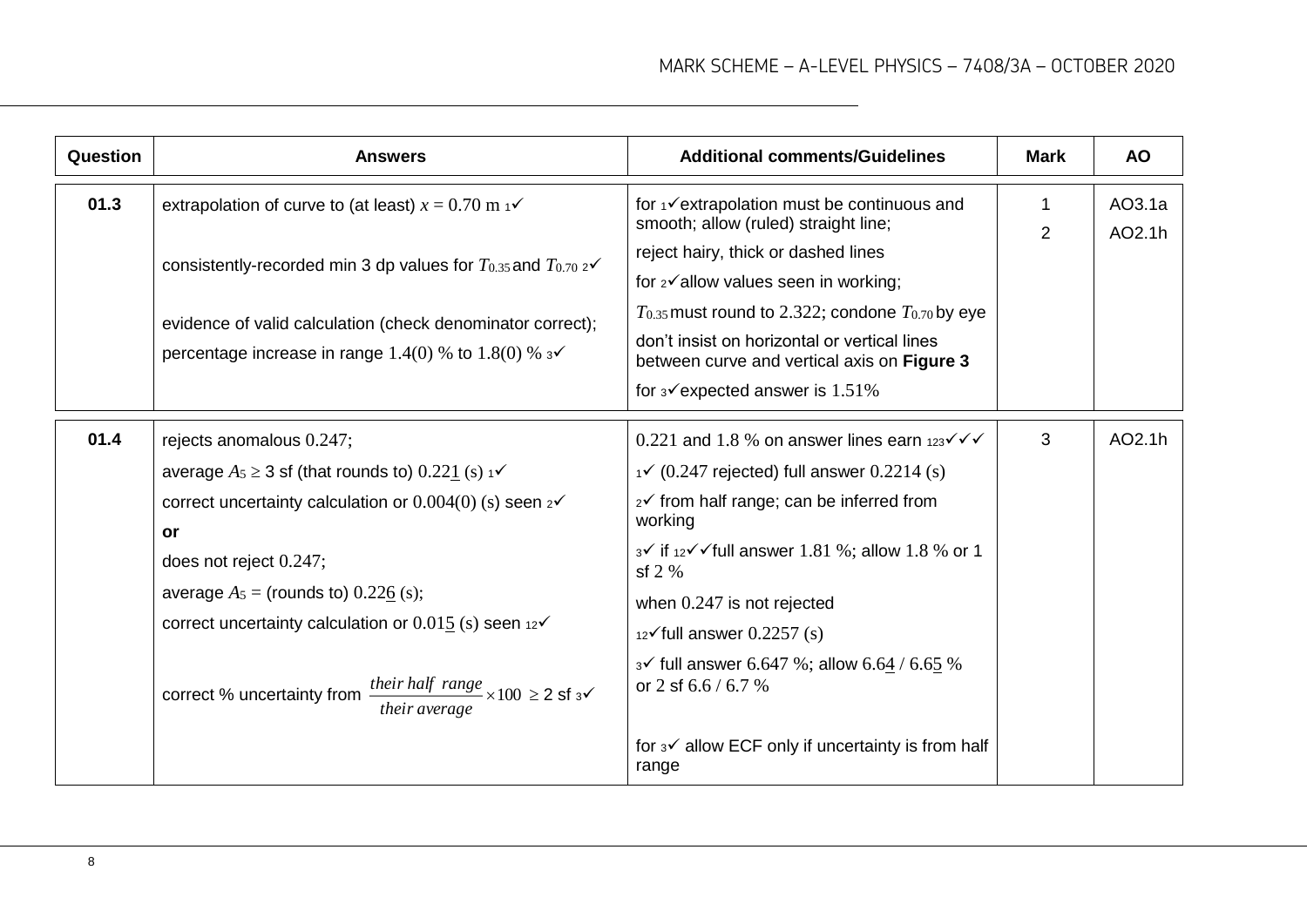| Question | Answers | Additional comments/Guidelines | Mark | AO |
|---|---|---|---|---|
| 01.3 | extrapolation of curve to (at least) $x = 0.70$ m ${}_1$✓<br><br>consistently-recorded min 3 dp values for $T_{0.35}$ and $T_{0.70}$ ${}_2$✓<br><br>evidence of valid calculation (check denominator correct);<br>percentage increase in range 1.4(0) % to 1.8(0) % ${}_3$✓ | for ${}_1$✓extrapolation must be continuous and smooth; allow (ruled) straight line;<br>reject hairy, thick or dashed lines<br>for ${}_2$✓allow values seen in working;<br>$T_{0.35}$ must round to 2.322; condone $T_{0.70}$ by eye<br>don't insist on horizontal or vertical lines between curve and vertical axis on **Figure 3**<br>for ${}_3$✓expected answer is 1.51% | 1<br>2 | AO3.1a<br>AO2.1h |
| 01.4 | rejects anomalous 0.247;<br>average $A_5 \geq 3$ sf (that rounds to) 0.22<u>1</u> (s) ${}_1$✓<br>correct uncertainty calculation or 0.004(0) (s) seen ${}_2$✓<br>**or**<br>does not reject 0.247;<br>average $A_5$ = (rounds to) 0.22<u>6</u> (s);<br>correct uncertainty calculation or 0.01<u>5</u> (s) seen ${}_{12}$✓<br><br>correct % uncertainty from $\frac{\textit{their half range}}{\textit{their average}} \times 100 \geq 2$ sf ${}_3$✓ | 0.221 and 1.8 % on answer lines earn ${}_{123}$✓✓✓<br>${}_1$✓ (0.247 rejected) full answer 0.2214 (s)<br>${}_2$✓ from half range; can be inferred from working<br>${}_3$✓ if ${}_{12}$✓✓full answer 1.81 %; allow 1.8 % or 1 sf 2 %<br>when 0.247 is not rejected<br>${}_{12}$✓full answer 0.2257 (s)<br>${}_3$✓ full answer 6.647 %; allow 6.6<u>4</u> / 6.6<u>5</u> % or 2 sf 6.6 / 6.7 %<br><br>for ${}_3$✓ allow ECF only if uncertainty is from half range | 3 | AO2.1h |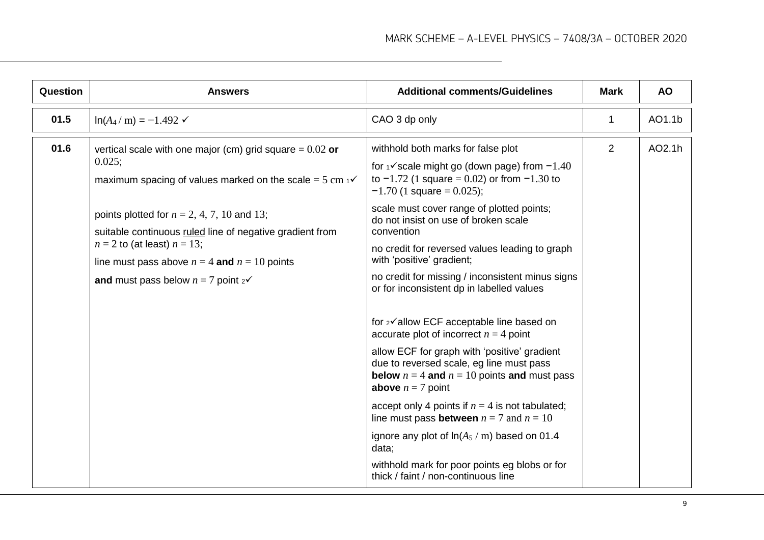| Question | Answers | Additional comments/Guidelines | Mark | AO |
|---|---|---|---|---|
| 01.5 | $\ln(A_4 / \mathrm{m}) = -1.492$ ✓ | CAO 3 dp only | 1 | AO1.1b |
| 01.6 | vertical scale with one major (cm) grid square = 0.02 **or** 0.025;<br>maximum spacing of values marked on the scale = 5 cm ₁✓<br><br>points plotted for $n = 2$, 4, 7, 10 and 13;<br>suitable continuous <u>ruled</u> line of negative gradient from $n = 2$ to (at least) $n = 13$;<br>line must pass above $n = 4$ **and** $n = 10$ points<br>**and** must pass below $n = 7$ point ₂✓ | withhold both marks for false plot<br>for ₁✓scale might go (down page) from −1.40 to −1.72 (1 square = 0.02) or from −1.30 to −1.70 (1 square = 0.025);<br>scale must cover range of plotted points; do not insist on use of broken scale convention<br>no credit for reversed values leading to graph with 'positive' gradient;<br>no credit for missing / inconsistent minus signs or for inconsistent dp in labelled values<br><br>for ₂✓allow ECF acceptable line based on accurate plot of incorrect $n = 4$ point<br>allow ECF for graph with 'positive' gradient due to reversed scale, eg line must pass **below** $n = 4$ **and** $n = 10$ points **and** must pass **above** $n = 7$ point<br>accept only 4 points if $n = 4$ is not tabulated; line must pass **between** $n = 7$ and $n = 10$<br>ignore any plot of $\ln(A_5 / \mathrm{m})$ based on 01.4 data;<br>withhold mark for poor points eg blobs or for thick / faint / non-continuous line | 2 | AO2.1h |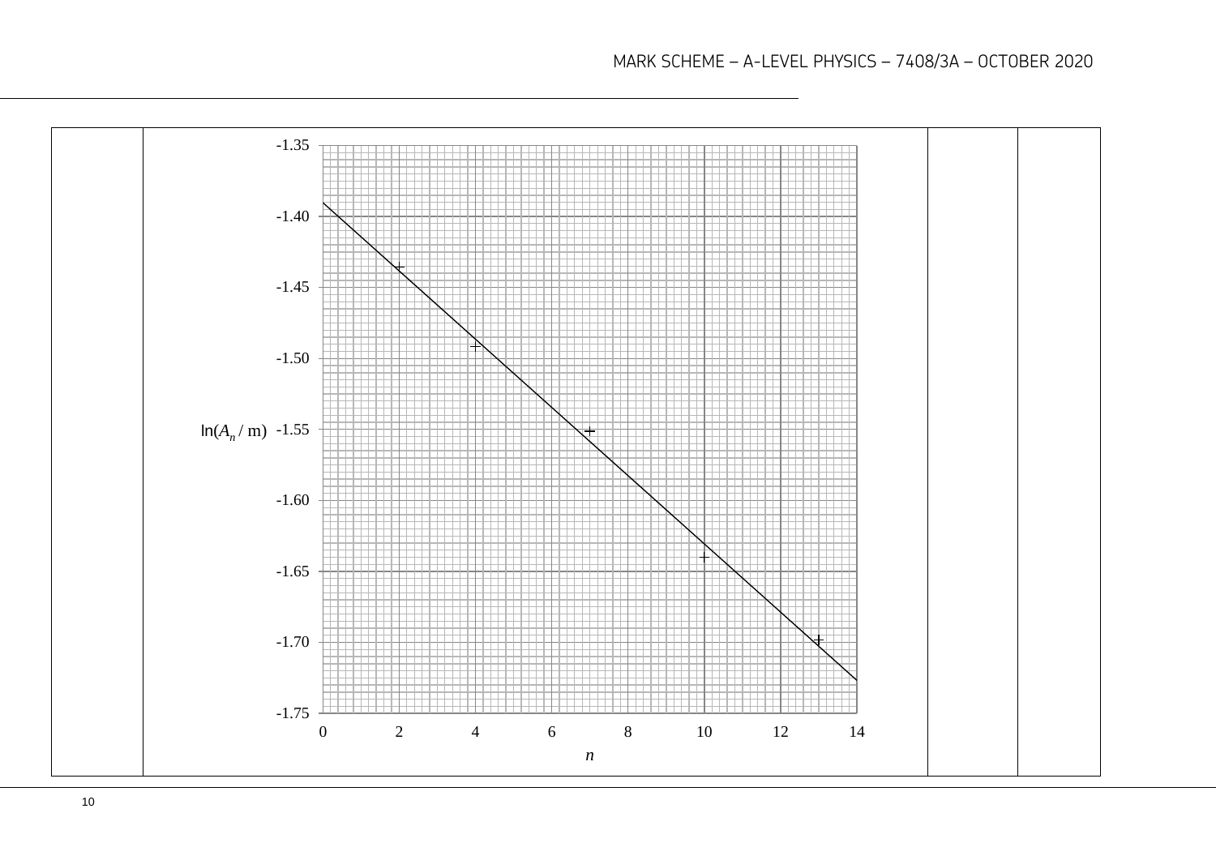| | | | |
|---|---|---|---|
| | $\ln(A_n / \text{m})$ vs $n$ (graph: y-axis from -1.75 to -1.35; x-axis $n$ from 0 to 14) | | |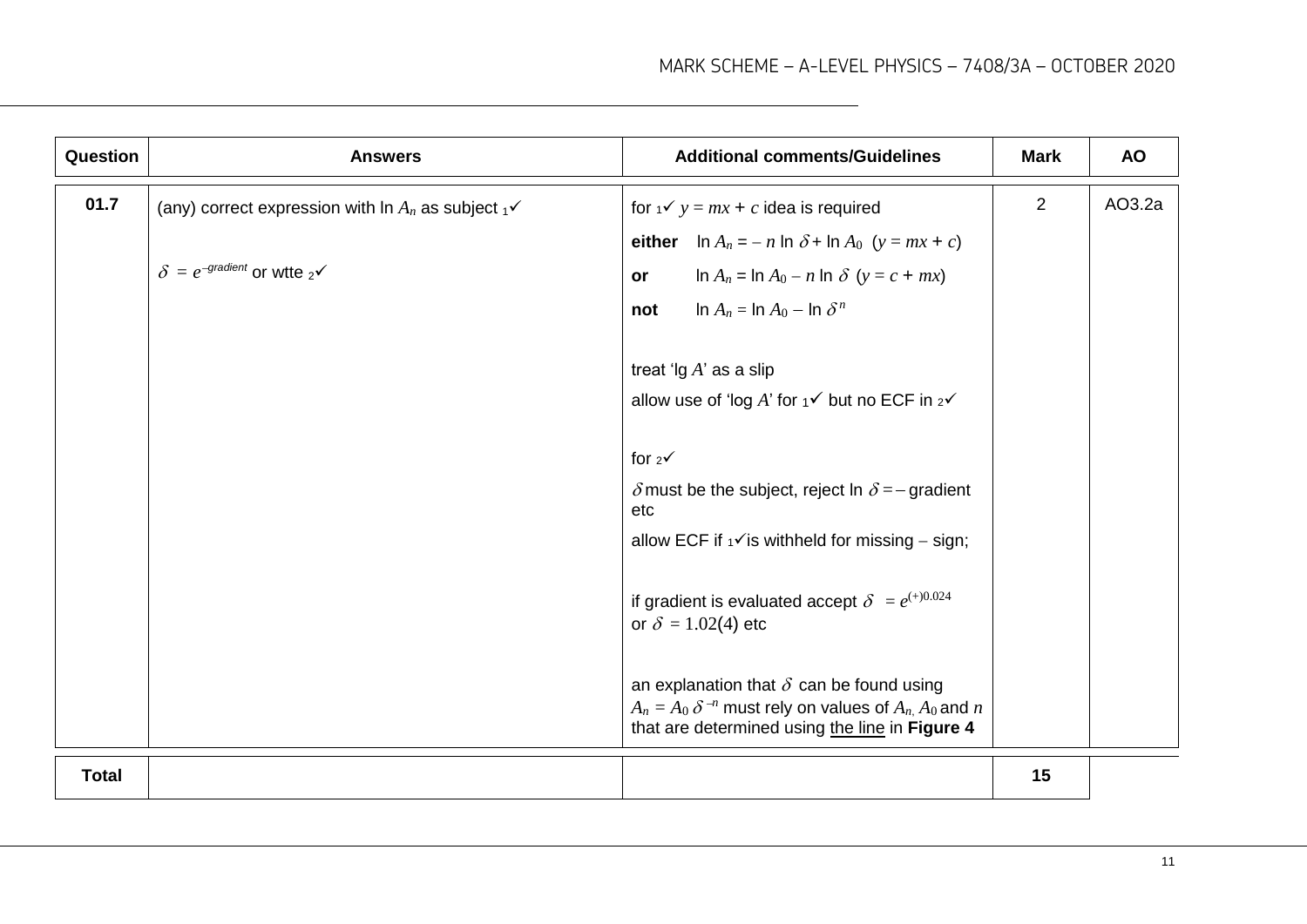| Question | Answers | Additional comments/Guidelines | Mark | AO |
|---|---|---|---|---|
| 01.7 | (any) correct expression with ln $A_n$ as subject ₁✓<br><br>$\delta = e^{-gradient}$ or wtte ₂✓ | for ₁✓ $y = mx + c$ idea is required<br>**either** ln $A_n = -n$ ln $\delta$ + ln $A_0$ ($y = mx + c$)<br>**or** ln $A_n$ = ln $A_0 - n$ ln $\delta$ ($y = c + mx$)<br>**not** ln $A_n$ = ln $A_0$ – ln $\delta^n$<br><br>treat 'lg $A$' as a slip<br>allow use of 'log $A$' for ₁✓ but no ECF in ₂✓<br><br>for ₂✓<br>$\delta$ must be the subject, reject ln $\delta = -$ gradient etc<br>allow ECF if ₁✓is withheld for missing – sign;<br><br>if gradient is evaluated accept $\delta = e^{(+)0.024}$ or $\delta = 1.02(4)$ etc<br><br>an explanation that $\delta$ can be found using $A_n = A_0\,\delta^{-n}$ must rely on values of $A_n$, $A_0$ and $n$ that are determined using <u>the line</u> in **Figure 4** | 2 | AO3.2a |
| **Total** | | | **15** | |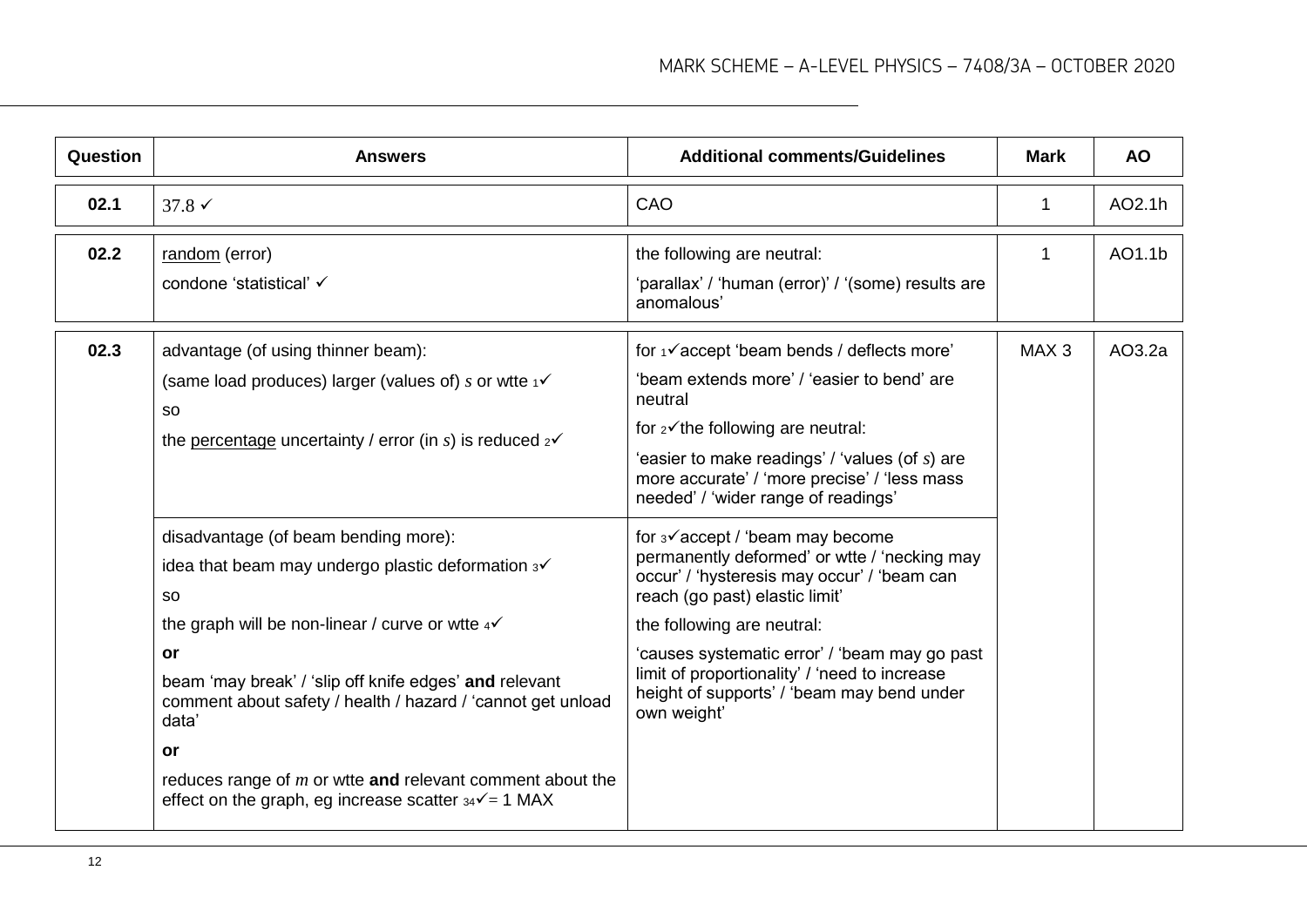| Question | Answers | Additional comments/Guidelines | Mark | AO |
|---|---|---|---|---|
| 02.1 | 37.8 ✓ | CAO | 1 | AO2.1h |
| 02.2 | random (error)<br>condone 'statistical' ✓ | the following are neutral:<br>'parallax' / 'human (error)' / '(some) results are anomalous' | 1 | AO1.1b |
| 02.3 | advantage (of using thinner beam):<br>(same load produces) larger (values of) $s$ or wtte ₁✓<br>so<br>the percentage uncertainty / error (in $s$) is reduced ₂✓ | for ₁✓accept 'beam bends / deflects more'<br>'beam extends more' / 'easier to bend' are neutral<br>for ₂✓the following are neutral:<br>'easier to make readings' / 'values (of $s$) are more accurate' / 'more precise' / 'less mass needed' / 'wider range of readings' | MAX 3 | AO3.2a |
| | disadvantage (of beam bending more):<br>idea that beam may undergo plastic deformation ₃✓<br>so<br>the graph will be non-linear / curve or wtte ₄✓<br>**or**<br>beam 'may break' / 'slip off knife edges' **and** relevant comment about safety / health / hazard / 'cannot get unload data'<br>**or**<br>reduces range of $m$ or wtte **and** relevant comment about the effect on the graph, eg increase scatter ₃₄✓= 1 MAX | for ₃✓accept / 'beam may become permanently deformed' or wtte / 'necking may occur' / 'hysteresis may occur' / 'beam can reach (go past) elastic limit'<br>the following are neutral:<br>'causes systematic error' / 'beam may go past limit of proportionality' / 'need to increase height of supports' / 'beam may bend under own weight' | | |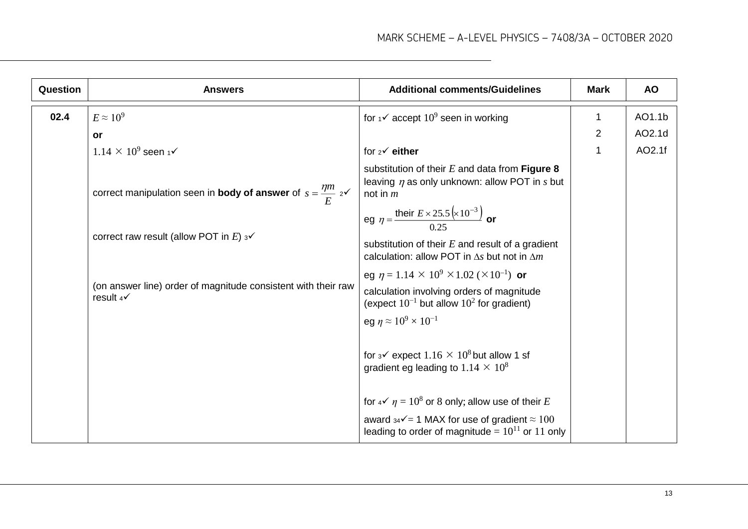| Question | Answers | Additional comments/Guidelines | Mark | AO |
| --- | --- | --- | --- | --- |
| 02.4 | $E \approx 10^9$<br>**or**<br>$1.14 \times 10^9$ seen ₁✓<br><br>correct manipulation seen in **body of answer** of $s = \frac{\eta m}{E}$ ₂✓<br><br>correct raw result (allow POT in $E$) ₃✓<br><br>(on answer line) order of magnitude consistent with their raw result ₄✓ | for ₁✓ accept $10^9$ seen in working<br><br>for ₂✓ **either**<br>substitution of their $E$ and data from **Figure 8** leaving $\eta$ as only unknown: allow POT in $s$ but not in $m$<br>eg $\eta = \frac{\text{their } E \times 25.5 \left(\times 10^{-3}\right)}{0.25}$ **or**<br>substitution of their $E$ and result of a gradient calculation: allow POT in $\Delta s$ but not in $\Delta m$<br>eg $\eta = 1.14 \times 10^9 \times 1.02\ (\times 10^{-1})$ **or**<br>calculation involving orders of magnitude (expect $10^{-1}$ but allow $10^2$ for gradient)<br>eg $\eta \approx 10^9 \times 10^{-1}$<br><br>for ₃✓ expect $1.16 \times 10^8$ but allow 1 sf gradient eg leading to $1.14 \times 10^8$<br><br>for ₄✓ $\eta = 10^8$ or 8 only; allow use of their $E$<br>award ₃₄✓= 1 MAX for use of gradient $\approx 100$ leading to order of magnitude $= 10^{11}$ or 11 only | 1<br>2<br>1 | AO1.1b<br>AO2.1d<br>AO2.1f |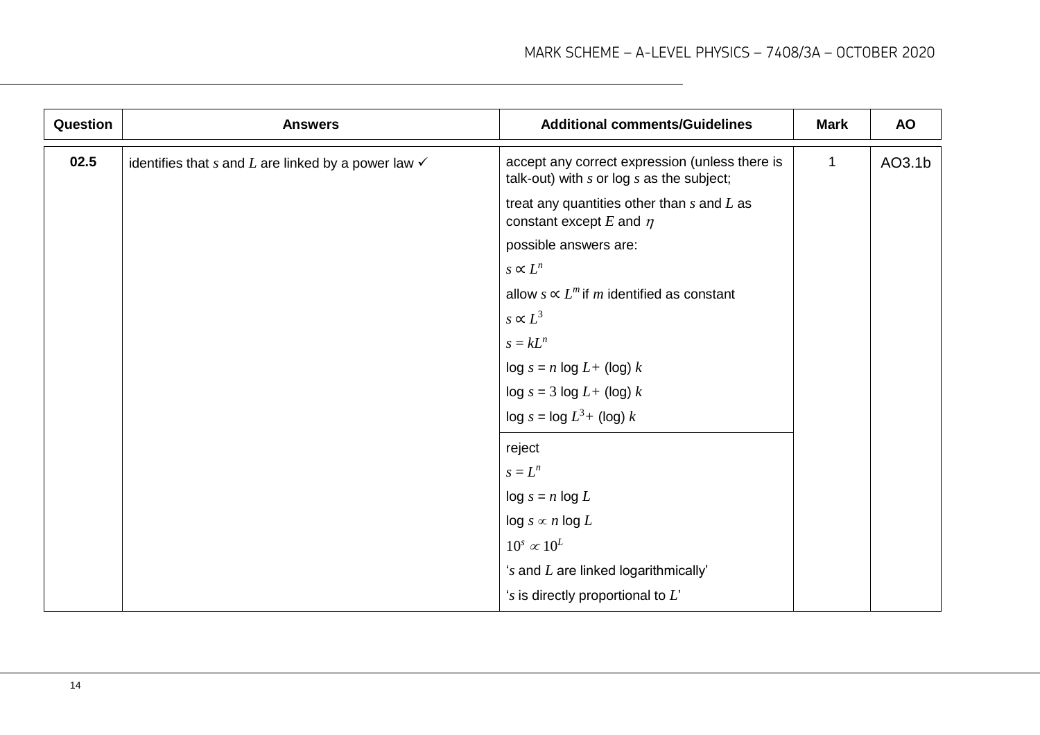| Question | Answers | Additional comments/Guidelines | Mark | AO |
|---|---|---|---|---|
| 02.5 | identifies that $s$ and $L$ are linked by a power law ✓ | accept any correct expression (unless there is talk-out) with $s$ or log $s$ as the subject;<br>treat any quantities other than $s$ and $L$ as constant except $E$ and $\eta$<br>possible answers are:<br>$s \propto L^n$<br>allow $s \propto L^m$ if $m$ identified as constant<br>$s \propto L^3$<br>$s = kL^n$<br>$\log s = n \log L +$ (log) $k$<br>$\log s = 3 \log L +$ (log) $k$<br>$\log s = \log L^3 +$ (log) $k$<br><br>reject<br>$s = L^n$<br>$\log s = n \log L$<br>$\log s \propto n \log L$<br>$10^s \propto 10^L$<br>'$s$ and $L$ are linked logarithmically'<br>'$s$ is directly proportional to $L$' | 1 | AO3.1b |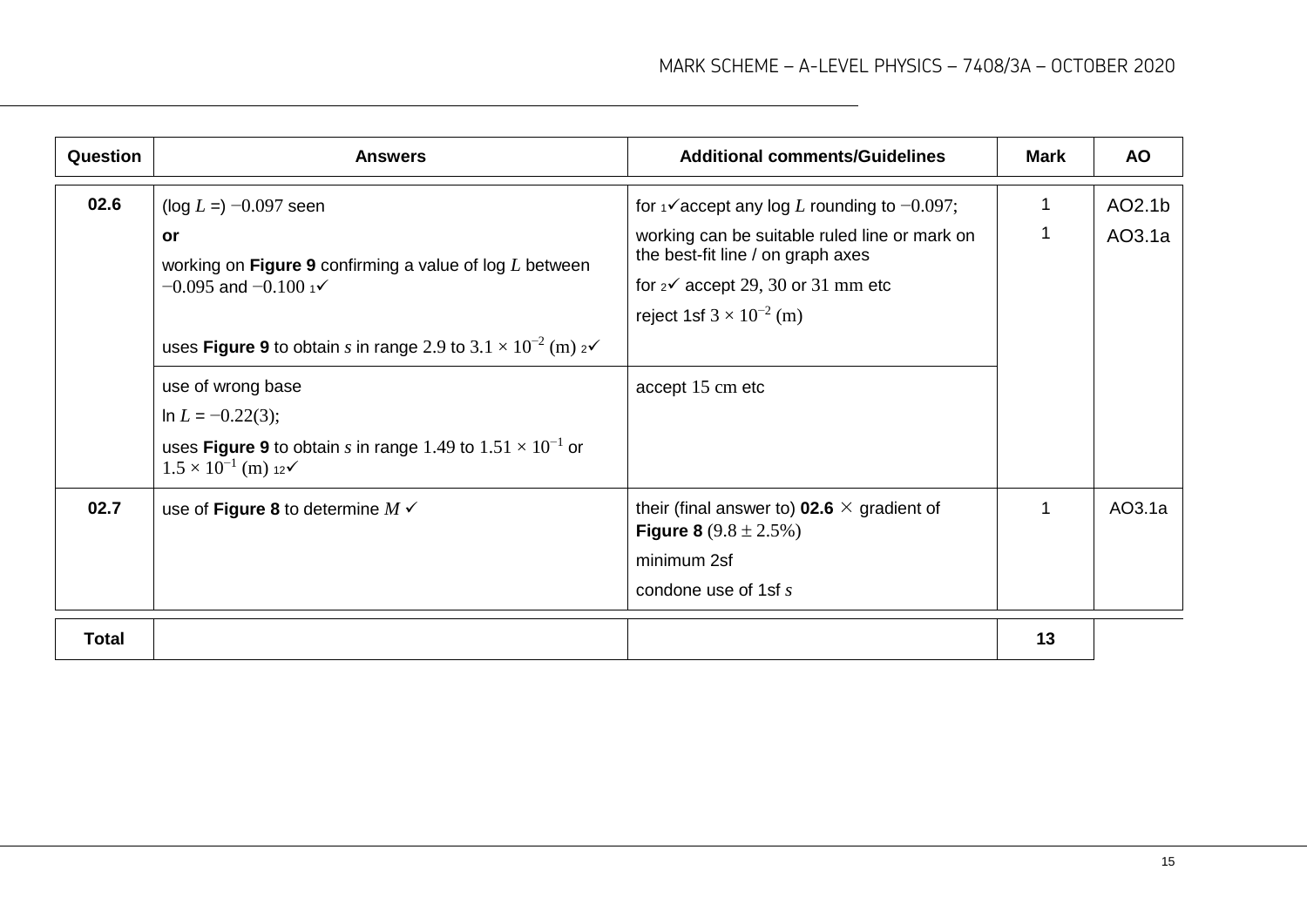| Question | Answers | Additional comments/Guidelines | Mark | AO |
|---|---|---|---|---|
| 02.6 | (log $L$ =) $-0.097$ seen<br>**or**<br>working on **Figure 9** confirming a value of log $L$ between $-0.095$ and $-0.100$ ₁✓<br><br>uses **Figure 9** to obtain $s$ in range 2.9 to $3.1 \times 10^{-2}$ (m) ₂✓ | for ₁✓ accept any log $L$ rounding to $-0.097$;<br>working can be suitable ruled line or mark on the best-fit line / on graph axes<br>for ₂✓ accept 29, 30 or 31 mm etc<br>reject 1sf $3 \times 10^{-2}$ (m) | 1<br>1 | AO2.1b<br>AO3.1a |
| | use of wrong base<br>ln $L = -0.22(3)$;<br>uses **Figure 9** to obtain $s$ in range 1.49 to $1.51 \times 10^{-1}$ or $1.5 \times 10^{-1}$ (m) ₁₂✓ | accept 15 cm etc | | |
| 02.7 | use of **Figure 8** to determine $M$ ✓ | their (final answer to) **02.6** $\times$ gradient of **Figure 8** $(9.8 \pm 2.5\%)$<br>minimum 2sf<br>condone use of 1sf $s$ | 1 | AO3.1a |
| **Total** | | | **13** | |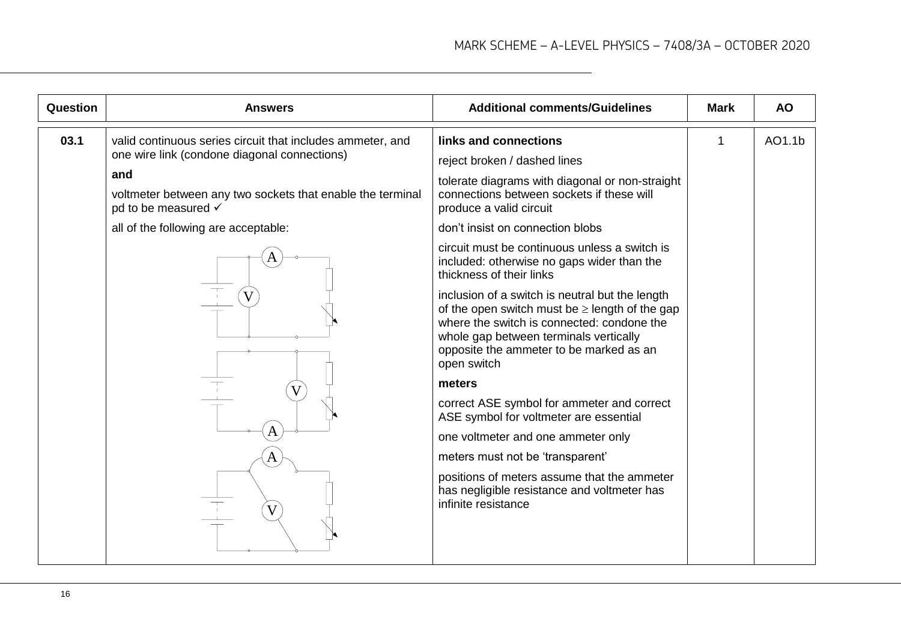| Question | Answers | Additional comments/Guidelines | Mark | AO |
| --- | --- | --- | --- | --- |
| 03.1 | valid continuous series circuit that includes ammeter, and one wire link (condone diagonal connections)<br>**and**<br>voltmeter between any two sockets that enable the terminal pd to be measured ✓<br>all of the following are acceptable: | **links and connections**<br>reject broken / dashed lines<br>tolerate diagrams with diagonal or non-straight connections between sockets if these will produce a valid circuit<br>don't insist on connection blobs<br>circuit must be continuous unless a switch is included: otherwise no gaps wider than the thickness of their links<br>inclusion of a switch is neutral but the length of the open switch must be ≥ length of the gap where the switch is connected: condone the whole gap between terminals vertically opposite the ammeter to be marked as an open switch<br>**meters**<br>correct ASE symbol for ammeter and correct ASE symbol for voltmeter are essential<br>one voltmeter and one ammeter only<br>meters must not be 'transparent'<br>positions of meters assume that the ammeter has negligible resistance and voltmeter has infinite resistance | 1 | AO1.1b |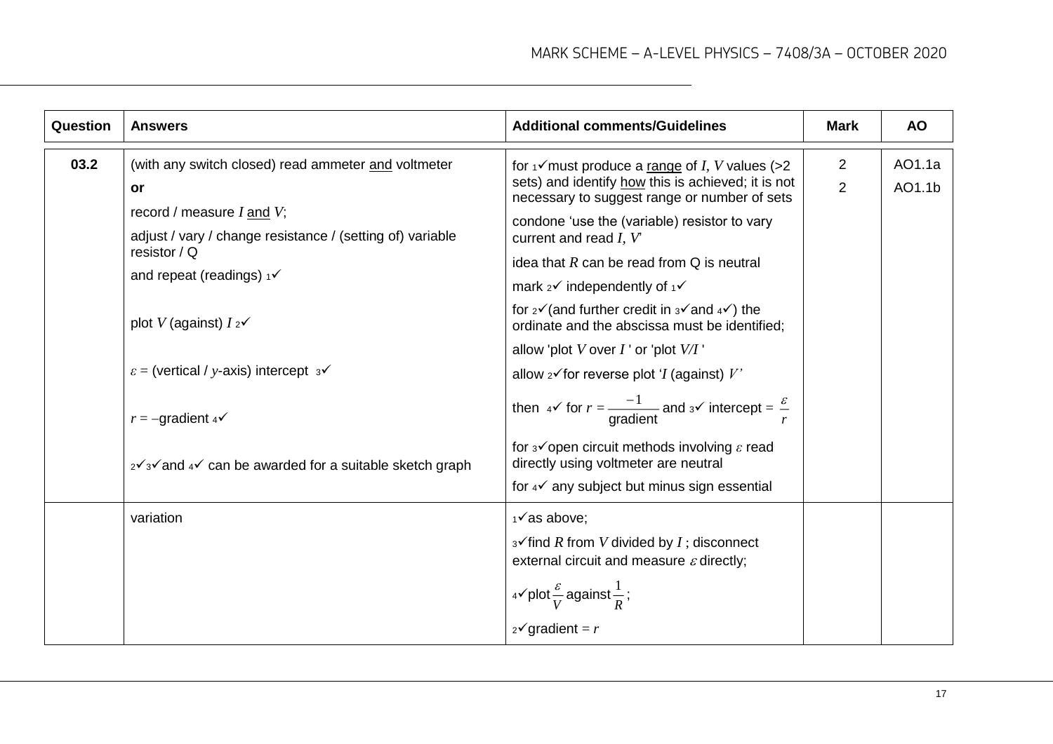| Question | Answers | Additional comments/Guidelines | Mark | AO |
| --- | --- | --- | --- | --- |
| 03.2 | (with any switch closed) read ammeter and voltmeter<br>**or**<br>record / measure $I$ and $V$;<br>adjust / vary / change resistance / (setting of) variable resistor / Q<br>and repeat (readings) ₁✓<br><br>plot $V$ (against) $I$ ₂✓<br><br>$\varepsilon$ = (vertical / $y$-axis) intercept ₃✓<br><br>$r$ = –gradient ₄✓<br><br>₂✓₃✓and ₄✓ can be awarded for a suitable sketch graph | for ₁✓must produce a range of $I$, $V$ values (>2 sets) and identify how this is achieved; it is not necessary to suggest range or number of sets<br>condone 'use the (variable) resistor to vary current and read $I$, $V$'<br>idea that $R$ can be read from Q is neutral<br>mark ₂✓ independently of ₁✓<br>for ₂✓(and further credit in ₃✓and ₄✓) the ordinate and the abscissa must be identified;<br>allow 'plot $V$ over $I$ ' or 'plot $V/I$ '<br>allow ₂✓for reverse plot '$I$ (against) $V$'<br>then ₄✓ for $r = \frac{-1}{\text{gradient}}$ and ₃✓ intercept = $\frac{\varepsilon}{r}$<br>for ₃✓open circuit methods involving $\varepsilon$ read directly using voltmeter are neutral<br>for ₄✓ any subject but minus sign essential | 2<br>2 | AO1.1a<br>AO1.1b |
| | variation | ₁✓as above;<br>₃✓find $R$ from $V$ divided by $I$ ; disconnect external circuit and measure $\varepsilon$ directly;<br>₄✓plot $\frac{\varepsilon}{V}$ against $\frac{1}{R}$ ;<br>₂✓gradient = $r$ | | |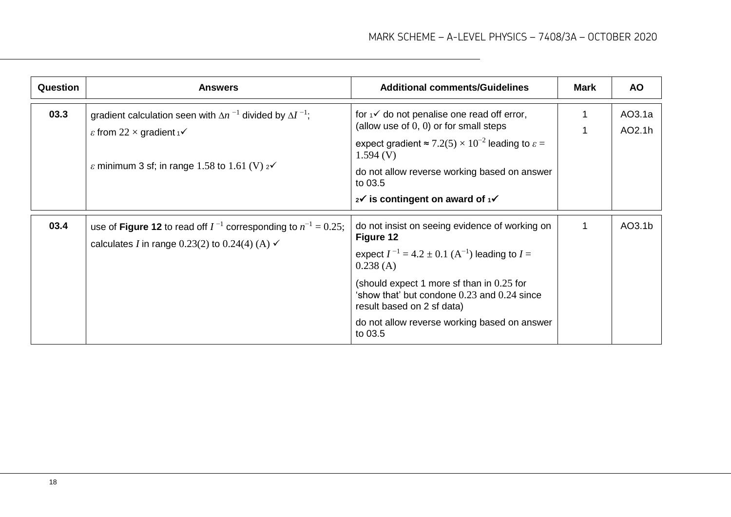| Question | Answers | Additional comments/Guidelines | Mark | AO |
|---|---|---|---|---|
| 03.3 | gradient calculation seen with $\Delta n^{-1}$ divided by $\Delta I^{-1}$; $\varepsilon$ from $22 \times$ gradient ₁✓<br><br>$\varepsilon$ minimum 3 sf; in range 1.58 to 1.61 (V) ₂✓ | for ₁✓ do not penalise one read off error, (allow use of (0, 0) or for small steps<br><br>expect gradient ≈ $7.2(5) \times 10^{-2}$ leading to $\varepsilon = 1.594$ (V)<br><br>do not allow reverse working based on answer to 03.5<br><br>**₂✓ is contingent on award of ₁✓** | 1<br>1 | AO3.1a<br>AO2.1h |
| 03.4 | use of **Figure 12** to read off $I^{-1}$ corresponding to $n^{-1} = 0.25$; calculates $I$ in range 0.23(2) to 0.24(4) (A) ✓ | do not insist on seeing evidence of working on **Figure 12**<br><br>expect $I^{-1} = 4.2 \pm 0.1$ ($\text{A}^{-1}$) leading to $I = 0.238$ (A)<br><br>(should expect 1 more sf than in 0.25 for 'show that' but condone 0.23 and 0.24 since result based on 2 sf data)<br><br>do not allow reverse working based on answer to 03.5 | 1 | AO3.1b |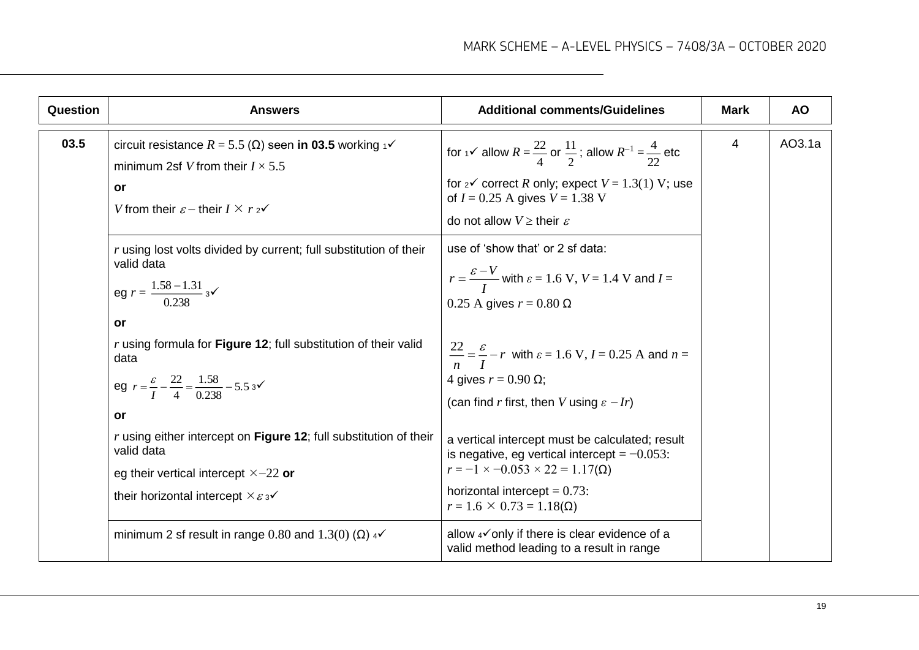| Question | Answers | Additional comments/Guidelines | Mark | AO |
|---|---|---|---|---|
| 03.5 | circuit resistance $R = 5.5$ (Ω) seen **in 03.5** working ₁✓<br>minimum 2sf $V$ from their $I \times 5.5$<br>**or**<br>$V$ from their $\varepsilon$ – their $I \times r$ ₂✓ | for ₁✓ allow $R = \frac{22}{4}$ or $\frac{11}{2}$; allow $R^{-1} = \frac{4}{22}$ etc<br>for ₂✓ correct $R$ only; expect $V = 1.3(1)$ V; use of $I = 0.25$ A gives $V = 1.38$ V<br>do not allow $V \geq$ their $\varepsilon$ | 4 | AO3.1a |
| | $r$ using lost volts divided by current; full substitution of their valid data<br>eg $r = \frac{1.58 - 1.31}{0.238}$ ₃✓<br>**or**<br>$r$ using formula for **Figure 12**; full substitution of their valid data<br>eg $r = \frac{\varepsilon}{I} - \frac{22}{4} = \frac{1.58}{0.238} - 5.5$ ₃✓<br>**or**<br>$r$ using either intercept on **Figure 12**; full substitution of their valid data<br>eg their vertical intercept $\times -22$ **or**<br>their horizontal intercept $\times \varepsilon$ ₃✓ | use of 'show that' or 2 sf data:<br>$r = \frac{\varepsilon - V}{I}$ with $\varepsilon = 1.6$ V, $V = 1.4$ V and $I = 0.25$ A gives $r = 0.80$ Ω<br><br>$\frac{22}{n} = \frac{\varepsilon}{I} - r$ with $\varepsilon = 1.6$ V, $I = 0.25$ A and $n = 4$ gives $r = 0.90$ Ω;<br>(can find $r$ first, then $V$ using $\varepsilon - Ir$)<br><br>a vertical intercept must be calculated; result is negative, eg vertical intercept = −0.053:<br>$r = -1 \times -0.053 \times 22 = 1.17(\Omega)$<br>horizontal intercept = 0.73:<br>$r = 1.6 \times 0.73 = 1.18(\Omega)$ | | |
| | minimum 2 sf result in range 0.80 and 1.3(0) (Ω) ₄✓ | allow ₄✓only if there is clear evidence of a valid method leading to a result in range | | |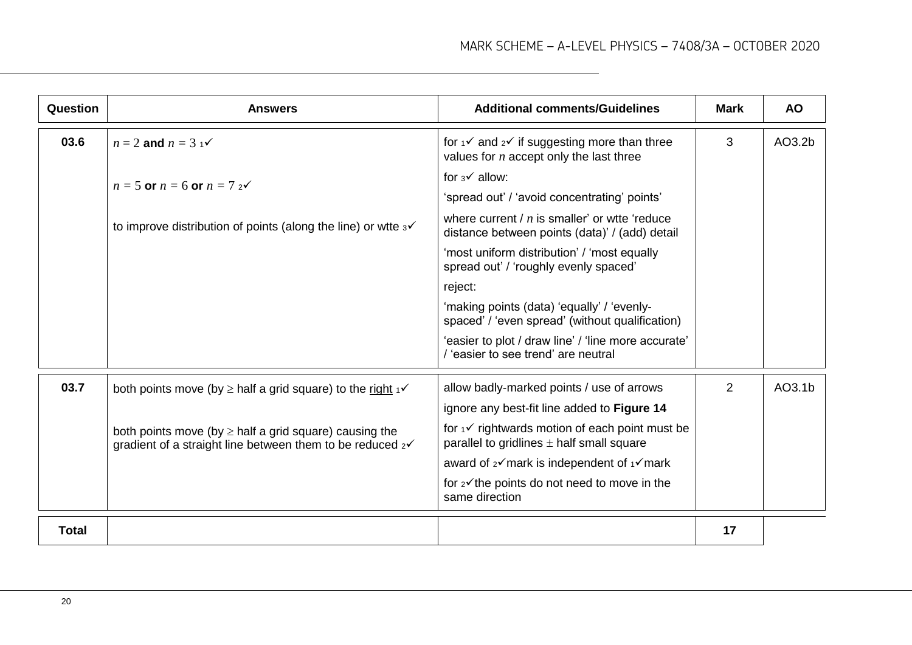| Question | Answers | Additional comments/Guidelines | Mark | AO |
|---|---|---|---|---|
| 03.6 | $n = 2$ **and** $n = 3$ ₁✓<br><br>$n = 5$ **or** $n = 6$ **or** $n = 7$ ₂✓<br><br>to improve distribution of points (along the line) or wtte ₃✓ | for ₁✓ and ₂✓ if suggesting more than three values for $n$ accept only the last three<br>for ₃✓ allow:<br>'spread out' / 'avoid concentrating' points'<br>where current / $n$ is smaller' or wtte 'reduce distance between points (data)' / (add) detail<br>'most uniform distribution' / 'most equally spread out' / 'roughly evenly spaced'<br>reject:<br>'making points (data) 'equally' / 'evenly-spaced' / 'even spread' (without qualification)<br>'easier to plot / draw line' / 'line more accurate' / 'easier to see trend' are neutral | 3 | AO3.2b |
| 03.7 | both points move (by $\geq$ half a grid square) to the <u>right</u> ₁✓<br><br>both points move (by $\geq$ half a grid square) causing the gradient of a straight line between them to be reduced ₂✓ | allow badly-marked points / use of arrows<br>ignore any best-fit line added to **Figure 14**<br>for ₁✓ rightwards motion of each point must be parallel to gridlines $\pm$ half small square<br>award of ₂✓mark is independent of ₁✓mark<br>for ₂✓the points do not need to move in the same direction | 2 | AO3.1b |
| **Total** | | | 17 | |